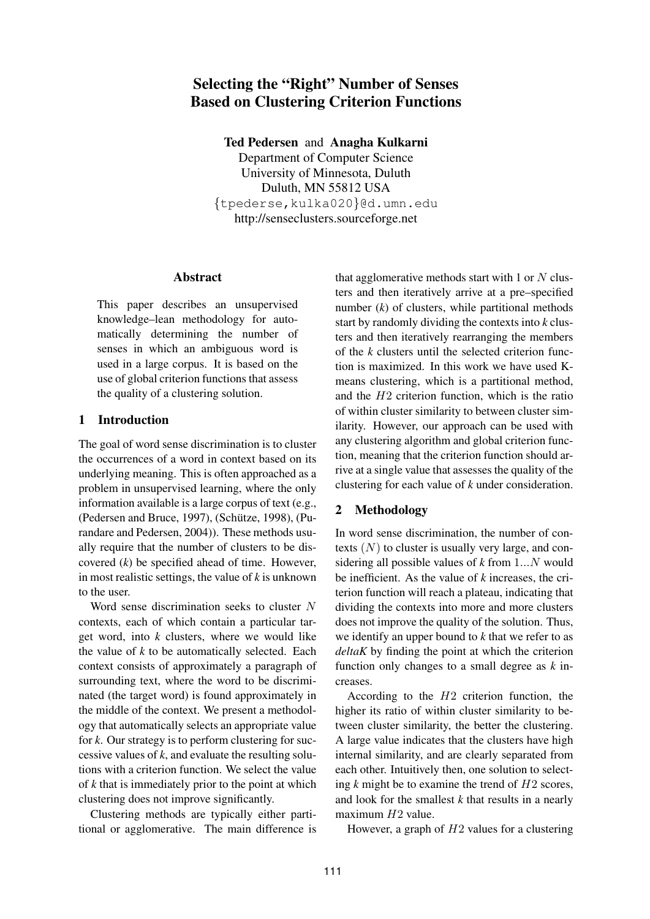# Selecting the "Right" Number of Senses Based on Clustering Criterion Functions

**Ted Pedersen** and **Anagha Kulkarni**
Department of Computer Science
University of Minnesota, Duluth
Duluth, MN 55812 USA
{tpederse,kulka020}@d.umn.edu
http://senseclusters.sourceforge.net

## Abstract

This paper describes an unsupervised knowledge–lean methodology for automatically determining the number of senses in which an ambiguous word is used in a large corpus. It is based on the use of global criterion functions that assess the quality of a clustering solution.

## 1 Introduction

The goal of word sense discrimination is to cluster the occurrences of a word in context based on its underlying meaning. This is often approached as a problem in unsupervised learning, where the only information available is a large corpus of text (e.g., (Pedersen and Bruce, 1997), (Schütze, 1998), (Purandare and Pedersen, 2004)). These methods usually require that the number of clusters to be discovered (*k*) be specified ahead of time. However, in most realistic settings, the value of *k* is unknown to the user.

Word sense discrimination seeks to cluster $N$ contexts, each of which contain a particular target word, into *k* clusters, where we would like the value of *k* to be automatically selected. Each context consists of approximately a paragraph of surrounding text, where the word to be discriminated (the target word) is found approximately in the middle of the context. We present a methodology that automatically selects an appropriate value for *k*. Our strategy is to perform clustering for successive values of *k*, and evaluate the resulting solutions with a criterion function. We select the value of *k* that is immediately prior to the point at which clustering does not improve significantly.

Clustering methods are typically either partitional or agglomerative. The main difference is that agglomerative methods start with 1 or $N$ clusters and then iteratively arrive at a pre–specified number (*k*) of clusters, while partitional methods start by randomly dividing the contexts into *k* clusters and then iteratively rearranging the members of the *k* clusters until the selected criterion function is maximized. In this work we have used K-means clustering, which is a partitional method, and the $H2$ criterion function, which is the ratio of within cluster similarity to between cluster similarity. However, our approach can be used with any clustering algorithm and global criterion function, meaning that the criterion function should arrive at a single value that assesses the quality of the clustering for each value of *k* under consideration.

## 2 Methodology

In word sense discrimination, the number of contexts ($N$) to cluster is usually very large, and considering all possible values of *k* from 1...$N$ would be inefficient. As the value of *k* increases, the criterion function will reach a plateau, indicating that dividing the contexts into more and more clusters does not improve the quality of the solution. Thus, we identify an upper bound to *k* that we refer to as *deltaK* by finding the point at which the criterion function only changes to a small degree as *k* increases.

According to the $H2$ criterion function, the higher its ratio of within cluster similarity to between cluster similarity, the better the clustering. A large value indicates that the clusters have high internal similarity, and are clearly separated from each other. Intuitively then, one solution to selecting *k* might be to examine the trend of $H2$ scores, and look for the smallest *k* that results in a nearly maximum $H2$ value.

However, a graph of $H2$ values for a clustering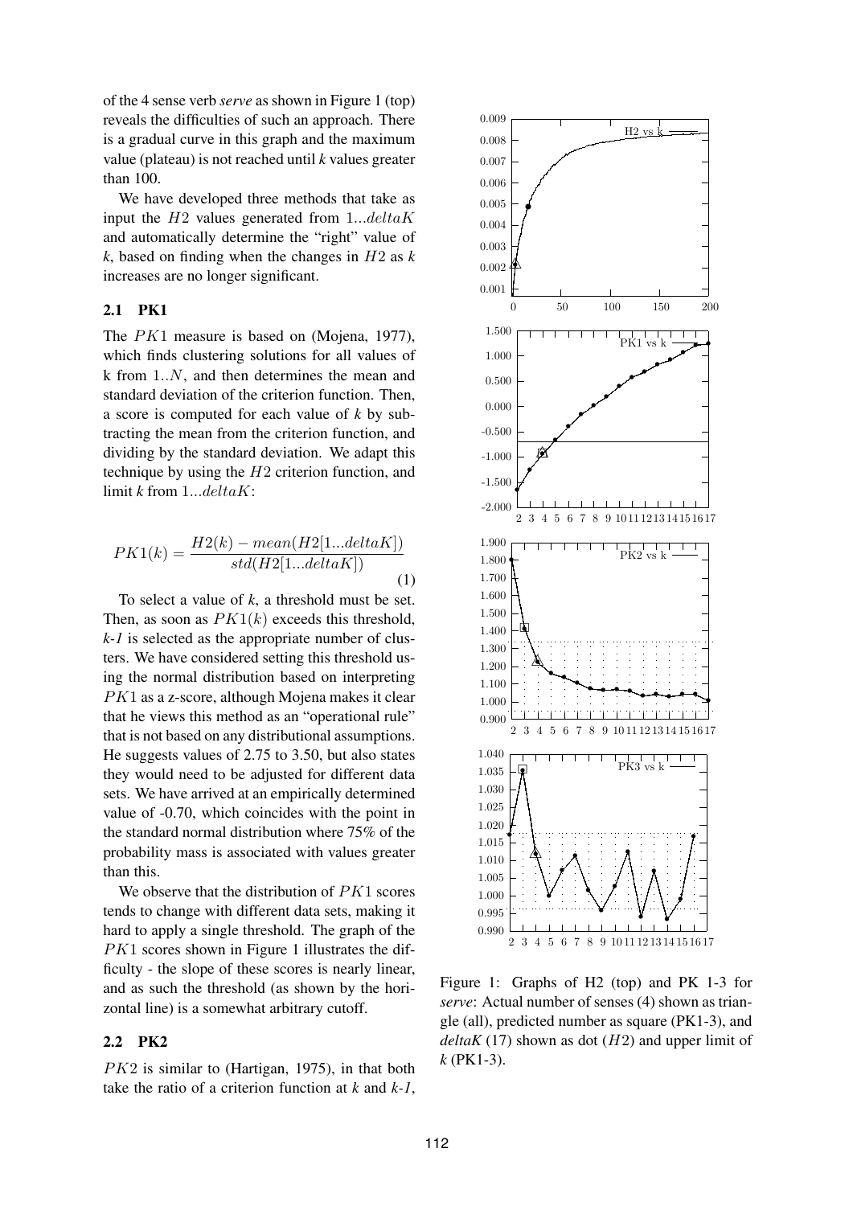of the 4 sense verb *serve* as shown in Figure 1 (top) reveals the difficulties of such an approach. There is a gradual curve in this graph and the maximum value (plateau) is not reached until *k* values greater than 100.

We have developed three methods that take as input the $H2$ values generated from $1...deltaK$ and automatically determine the "right" value of *k*, based on finding when the changes in $H2$ as *k* increases are no longer significant.

### 2.1 PK1

The $PK1$ measure is based on (Mojena, 1977), which finds clustering solutions for all values of k from $1..N$, and then determines the mean and standard deviation of the criterion function. Then, a score is computed for each value of *k* by subtracting the mean from the criterion function, and dividing by the standard deviation. We adapt this technique by using the $H2$ criterion function, and limit *k* from $1...deltaK$:

$$PK1(k) = \frac{H2(k) - mean(H2[1...deltaK])}{std(H2[1...deltaK])} \tag{1}$$

To select a value of *k*, a threshold must be set. Then, as soon as $PK1(k)$ exceeds this threshold, *k-1* is selected as the appropriate number of clusters. We have considered setting this threshold using the normal distribution based on interpreting $PK1$ as a z-score, although Mojena makes it clear that he views this method as an "operational rule" that is not based on any distributional assumptions. He suggests values of 2.75 to 3.50, but also states they would need to be adjusted for different data sets. We have arrived at an empirically determined value of -0.70, which coincides with the point in the standard normal distribution where 75% of the probability mass is associated with values greater than this.

We observe that the distribution of $PK1$ scores tends to change with different data sets, making it hard to apply a single threshold. The graph of the $PK1$ scores shown in Figure 1 illustrates the difficulty - the slope of these scores is nearly linear, and as such the threshold (as shown by the horizontal line) is a somewhat arbitrary cutoff.

### 2.2 PK2

$PK2$ is similar to (Hartigan, 1975), in that both take the ratio of a criterion function at *k* and *k-1*,

Figure 1: Graphs of H2 (top) and PK 1-3 for *serve*: Actual number of senses (4) shown as triangle (all), predicted number as square (PK1-3), and *deltaK* (17) shown as dot ($H2$) and upper limit of *k* (PK1-3).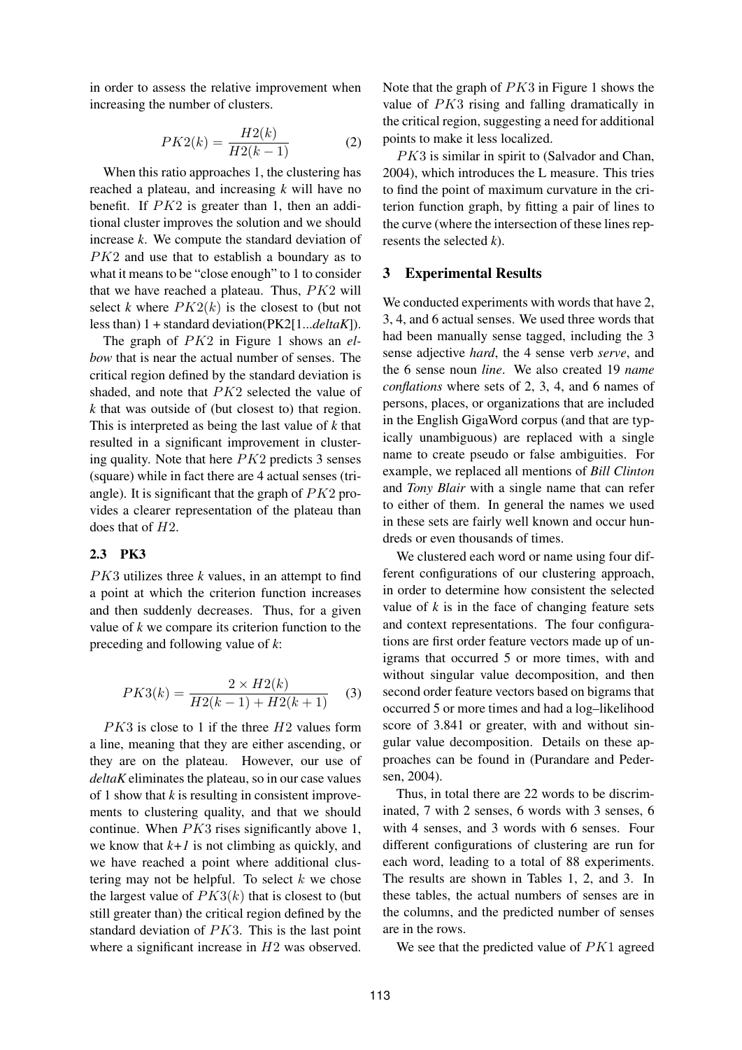in order to assess the relative improvement when increasing the number of clusters.

$$PK2(k) = \frac{H2(k)}{H2(k-1)} \quad (2)$$

When this ratio approaches 1, the clustering has reached a plateau, and increasing *k* will have no benefit. If $PK2$ is greater than 1, then an additional cluster improves the solution and we should increase *k*. We compute the standard deviation of $PK2$ and use that to establish a boundary as to what it means to be "close enough" to 1 to consider that we have reached a plateau. Thus, $PK2$ will select *k* where $PK2(k)$ is the closest to (but not less than) 1 + standard deviation(PK2[1...*deltaK*]).

The graph of $PK2$ in Figure 1 shows an *elbow* that is near the actual number of senses. The critical region defined by the standard deviation is shaded, and note that $PK2$ selected the value of *k* that was outside of (but closest to) that region. This is interpreted as being the last value of *k* that resulted in a significant improvement in clustering quality. Note that here $PK2$ predicts 3 senses (square) while in fact there are 4 actual senses (triangle). It is significant that the graph of $PK2$ provides a clearer representation of the plateau than does that of $H2$.

### 2.3 PK3

$PK3$ utilizes three *k* values, in an attempt to find a point at which the criterion function increases and then suddenly decreases. Thus, for a given value of *k* we compare its criterion function to the preceding and following value of *k*:

$$PK3(k) = \frac{2 \times H2(k)}{H2(k-1) + H2(k+1)} \quad (3)$$

$PK3$ is close to 1 if the three $H2$ values form a line, meaning that they are either ascending, or they are on the plateau. However, our use of *deltaK* eliminates the plateau, so in our case values of 1 show that *k* is resulting in consistent improvements to clustering quality, and that we should continue. When $PK3$ rises significantly above 1, we know that *k+1* is not climbing as quickly, and we have reached a point where additional clustering may not be helpful. To select $k$ we chose the largest value of $PK3(k)$ that is closest to (but still greater than) the critical region defined by the standard deviation of $PK3$. This is the last point where a significant increase in $H2$ was observed. Note that the graph of $PK3$ in Figure 1 shows the value of $PK3$ rising and falling dramatically in the critical region, suggesting a need for additional points to make it less localized.

$PK3$ is similar in spirit to (Salvador and Chan, 2004), which introduces the L measure. This tries to find the point of maximum curvature in the criterion function graph, by fitting a pair of lines to the curve (where the intersection of these lines represents the selected *k*).

## 3 Experimental Results

We conducted experiments with words that have 2, 3, 4, and 6 actual senses. We used three words that had been manually sense tagged, including the 3 sense adjective *hard*, the 4 sense verb *serve*, and the 6 sense noun *line*. We also created 19 *name conflations* where sets of 2, 3, 4, and 6 names of persons, places, or organizations that are included in the English GigaWord corpus (and that are typically unambiguous) are replaced with a single name to create pseudo or false ambiguities. For example, we replaced all mentions of *Bill Clinton* and *Tony Blair* with a single name that can refer to either of them. In general the names we used in these sets are fairly well known and occur hundreds or even thousands of times.

We clustered each word or name using four different configurations of our clustering approach, in order to determine how consistent the selected value of *k* is in the face of changing feature sets and context representations. The four configurations are first order feature vectors made up of unigrams that occurred 5 or more times, with and without singular value decomposition, and then second order feature vectors based on bigrams that occurred 5 or more times and had a log–likelihood score of 3.841 or greater, with and without singular value decomposition. Details on these approaches can be found in (Purandare and Pedersen, 2004).

Thus, in total there are 22 words to be discriminated, 7 with 2 senses, 6 words with 3 senses, 6 with 4 senses, and 3 words with 6 senses. Four different configurations of clustering are run for each word, leading to a total of 88 experiments. The results are shown in Tables 1, 2, and 3. In these tables, the actual numbers of senses are in the columns, and the predicted number of senses are in the rows.

We see that the predicted value of $PK1$ agreed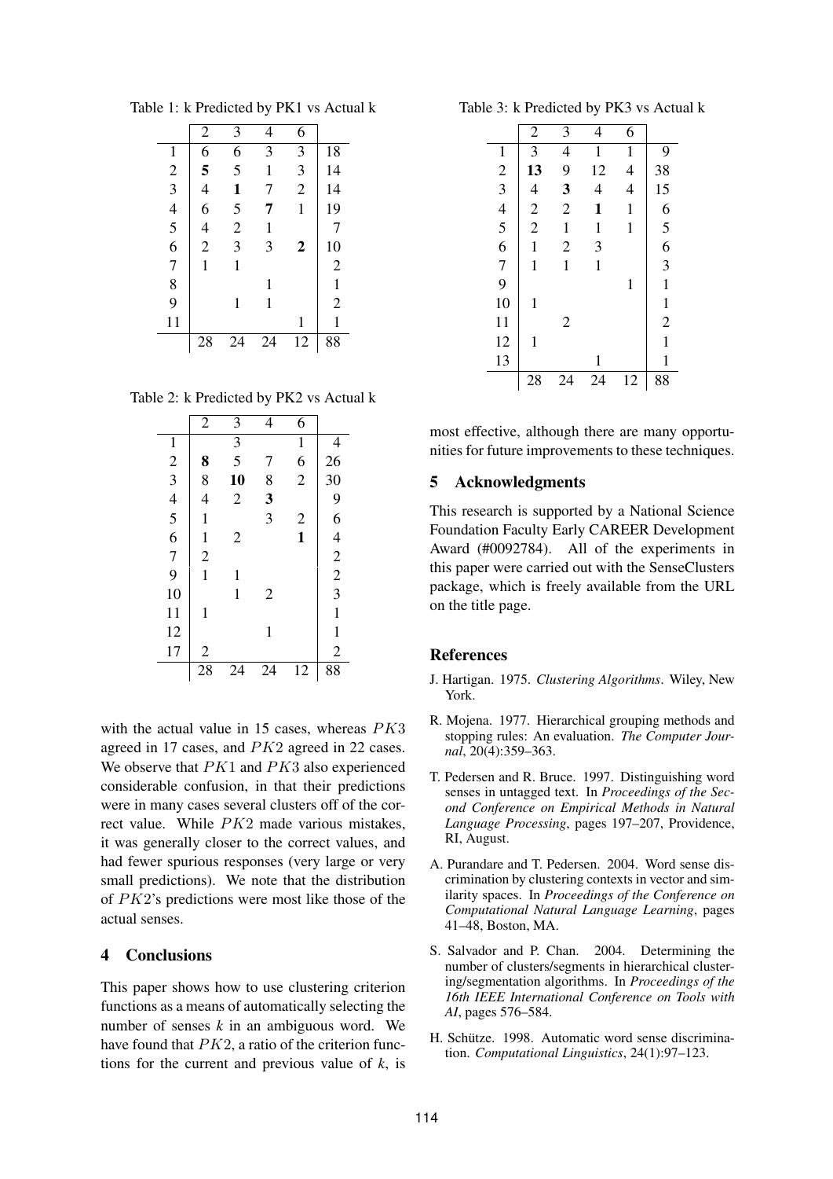Table 1: k Predicted by PK1 vs Actual k

| | 2 | 3 | 4 | 6 | |
|---|---|---|---|---|---|
| 1 | 6 | 6 | 3 | 3 | 18 |
| 2 | **5** | 5 | 1 | 3 | 14 |
| 3 | 4 | **1** | 7 | 2 | 14 |
| 4 | 6 | 5 | **7** | 1 | 19 |
| 5 | 4 | 2 | 1 | | 7 |
| 6 | 2 | 3 | 3 | **2** | 10 |
| 7 | 1 | 1 | | | 2 |
| 8 | | | 1 | | 1 |
| 9 | | 1 | 1 | | 2 |
| 11 | | | | 1 | 1 |
| | 28 | 24 | 24 | 12 | 88 |

Table 2: k Predicted by PK2 vs Actual k

| | 2 | 3 | 4 | 6 | |
|---|---|---|---|---|---|
| 1 | | 3 | | 1 | 4 |
| 2 | **8** | 5 | 7 | 6 | 26 |
| 3 | 8 | **10** | 8 | 2 | 30 |
| 4 | 4 | 2 | **3** | | 9 |
| 5 | 1 | | 3 | 2 | 6 |
| 6 | 1 | 2 | | **1** | 4 |
| 7 | 2 | | | | 2 |
| 9 | 1 | 1 | | | 2 |
| 10 | | 1 | 2 | | 3 |
| 11 | 1 | | | | 1 |
| 12 | | | 1 | | 1 |
| 17 | 2 | | | | 2 |
| | 28 | 24 | 24 | 12 | 88 |

with the actual value in 15 cases, whereas $PK3$ agreed in 17 cases, and $PK2$ agreed in 22 cases. We observe that $PK1$ and $PK3$ also experienced considerable confusion, in that their predictions were in many cases several clusters off of the correct value. While $PK2$ made various mistakes, it was generally closer to the correct values, and had fewer spurious responses (very large or very small predictions). We note that the distribution of $PK2$'s predictions were most like those of the actual senses.

Table 3: k Predicted by PK3 vs Actual k

| | 2 | 3 | 4 | 6 | |
|---|---|---|---|---|---|
| 1 | 3 | 4 | 1 | 1 | 9 |
| 2 | **13** | 9 | 12 | 4 | 38 |
| 3 | 4 | **3** | 4 | 4 | 15 |
| 4 | 2 | 2 | **1** | 1 | 6 |
| 5 | 2 | 1 | 1 | 1 | 5 |
| 6 | 1 | 2 | 3 | | 6 |
| 7 | 1 | 1 | 1 | | 3 |
| 9 | | | | 1 | 1 |
| 10 | 1 | | | | 1 |
| 11 | | 2 | | | 2 |
| 12 | 1 | | | | 1 |
| 13 | | | 1 | | 1 |
| | 28 | 24 | 24 | 12 | 88 |

## 4 Conclusions

This paper shows how to use clustering criterion functions as a means of automatically selecting the number of senses *k* in an ambiguous word. We have found that $PK2$, a ratio of the criterion functions for the current and previous value of *k*, is most effective, although there are many opportunities for future improvements to these techniques.

## 5 Acknowledgments

This research is supported by a National Science Foundation Faculty Early CAREER Development Award (#0092784). All of the experiments in this paper were carried out with the SenseClusters package, which is freely available from the URL on the title page.

## References

J. Hartigan. 1975. *Clustering Algorithms*. Wiley, New York.

R. Mojena. 1977. Hierarchical grouping methods and stopping rules: An evaluation. *The Computer Journal*, 20(4):359–363.

T. Pedersen and R. Bruce. 1997. Distinguishing word senses in untagged text. In *Proceedings of the Second Conference on Empirical Methods in Natural Language Processing*, pages 197–207, Providence, RI, August.

A. Purandare and T. Pedersen. 2004. Word sense discrimination by clustering contexts in vector and similarity spaces. In *Proceedings of the Conference on Computational Natural Language Learning*, pages 41–48, Boston, MA.

S. Salvador and P. Chan. 2004. Determining the number of clusters/segments in hierarchical clustering/segmentation algorithms. In *Proceedings of the 16th IEEE International Conference on Tools with AI*, pages 576–584.

H. Schütze. 1998. Automatic word sense discrimination. *Computational Linguistics*, 24(1):97–123.